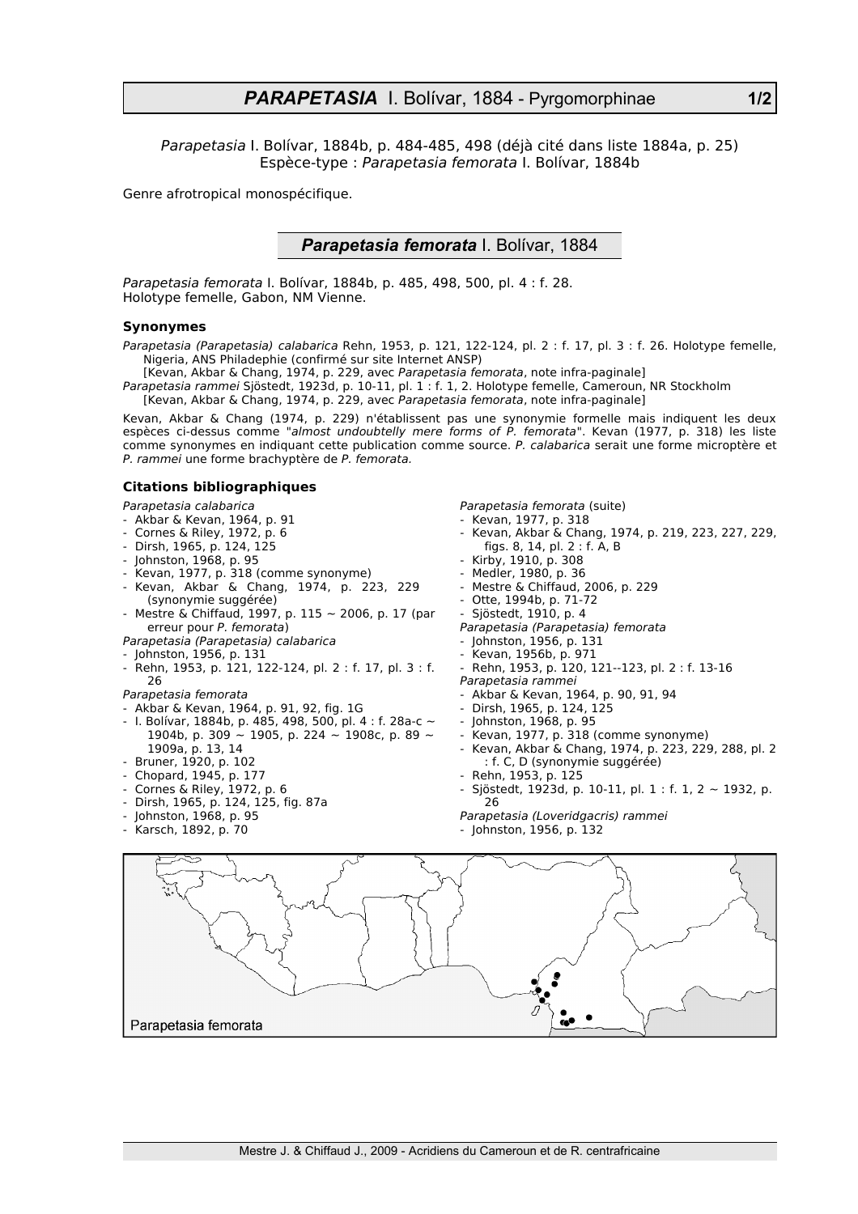# *PARAPETASIA* I. Bolívar, 1884 - Pyrgomorphinae

*Parapetasia* I. Bolívar, 1884b, p. 484-485, 498 (déjà cité dans liste 1884a, p. 25)
Espèce-type : *Parapetasia femorata* I. Bolívar, 1884b

Genre afrotropical monospécifique.

## *Parapetasia femorata* I. Bolívar, 1884

*Parapetasia femorata* I. Bolívar, 1884b, p. 485, 498, 500, pl. 4 : f. 28.
Holotype femelle, Gabon, NM Vienne.

### Synonymes

*Parapetasia (Parapetasia) calabarica* Rehn, 1953, p. 121, 122-124, pl. 2 : f. 17, pl. 3 : f. 26. Holotype femelle, Nigeria, ANS Philadephie (confirmé sur site Internet ANSP)
[Kevan, Akbar & Chang, 1974, p. 229, avec *Parapetasia femorata*, note infra-paginale]

*Parapetasia rammei* Sjöstedt, 1923d, p. 10-11, pl. 1 : f. 1, 2. Holotype femelle, Cameroun, NR Stockholm
[Kevan, Akbar & Chang, 1974, p. 229, avec *Parapetasia femorata*, note infra-paginale]

Kevan, Akbar & Chang (1974, p. 229) n'établissent pas une synonymie formelle mais indiquent les deux espèces ci-dessus comme "*almost undoubtelly mere forms of P. femorata*". Kevan (1977, p. 318) les liste comme synonymes en indiquant cette publication comme source. *P. calabarica* serait une forme microptère et *P. rammei* une forme brachyptère de *P. femorata.*

### Citations bibliographiques

*Parapetasia calabarica*
- Akbar & Kevan, 1964, p. 91
- Cornes & Riley, 1972, p. 6
- Dirsh, 1965, p. 124, 125
- Johnston, 1968, p. 95
- Kevan, 1977, p. 318 (comme synonyme)
- Kevan, Akbar & Chang, 1974, p. 223, 229 (synonymie suggérée)
- Mestre & Chiffaud, 1997, p. 115 ~ 2006, p. 17 (par erreur pour *P. femorata*)

*Parapetasia (Parapetasia) calabarica*
- Johnston, 1956, p. 131
- Rehn, 1953, p. 121, 122-124, pl. 2 : f. 17, pl. 3 : f. 26

*Parapetasia femorata*
- Akbar & Kevan, 1964, p. 91, 92, fig. 1G
- I. Bolívar, 1884b, p. 485, 498, 500, pl. 4 : f. 28a-c ~ 1904b, p. 309 ~ 1905, p. 224 ~ 1908c, p. 89 ~ 1909a, p. 13, 14
- Bruner, 1920, p. 102
- Chopard, 1945, p. 177
- Cornes & Riley, 1972, p. 6
- Dirsh, 1965, p. 124, 125, fig. 87a
- Johnston, 1968, p. 95
- Karsch, 1892, p. 70

*Parapetasia femorata* (suite)
- Kevan, 1977, p. 318
- Kevan, Akbar & Chang, 1974, p. 219, 223, 227, 229, figs. 8, 14, pl. 2 : f. A, B
- Kirby, 1910, p. 308
- Medler, 1980, p. 36
- Mestre & Chiffaud, 2006, p. 229
- Otte, 1994b, p. 71-72
- Sjöstedt, 1910, p. 4

*Parapetasia (Parapetasia) femorata*
- Johnston, 1956, p. 131
- Kevan, 1956b, p. 971
- Rehn, 1953, p. 120, 121--123, pl. 2 : f. 13-16

*Parapetasia rammei*
- Akbar & Kevan, 1964, p. 90, 91, 94
- Dirsh, 1965, p. 124, 125
- Johnston, 1968, p. 95
- Kevan, 1977, p. 318 (comme synonyme)
- Kevan, Akbar & Chang, 1974, p. 223, 229, 288, pl. 2 : f. C, D (synonymie suggérée)
- Rehn, 1953, p. 125
- Sjöstedt, 1923d, p. 10-11, pl. 1 : f. 1, 2 ~ 1932, p. 26

*Parapetasia (Loveridgacris) rammei*
- Johnston, 1956, p. 132

Parapetasia femorata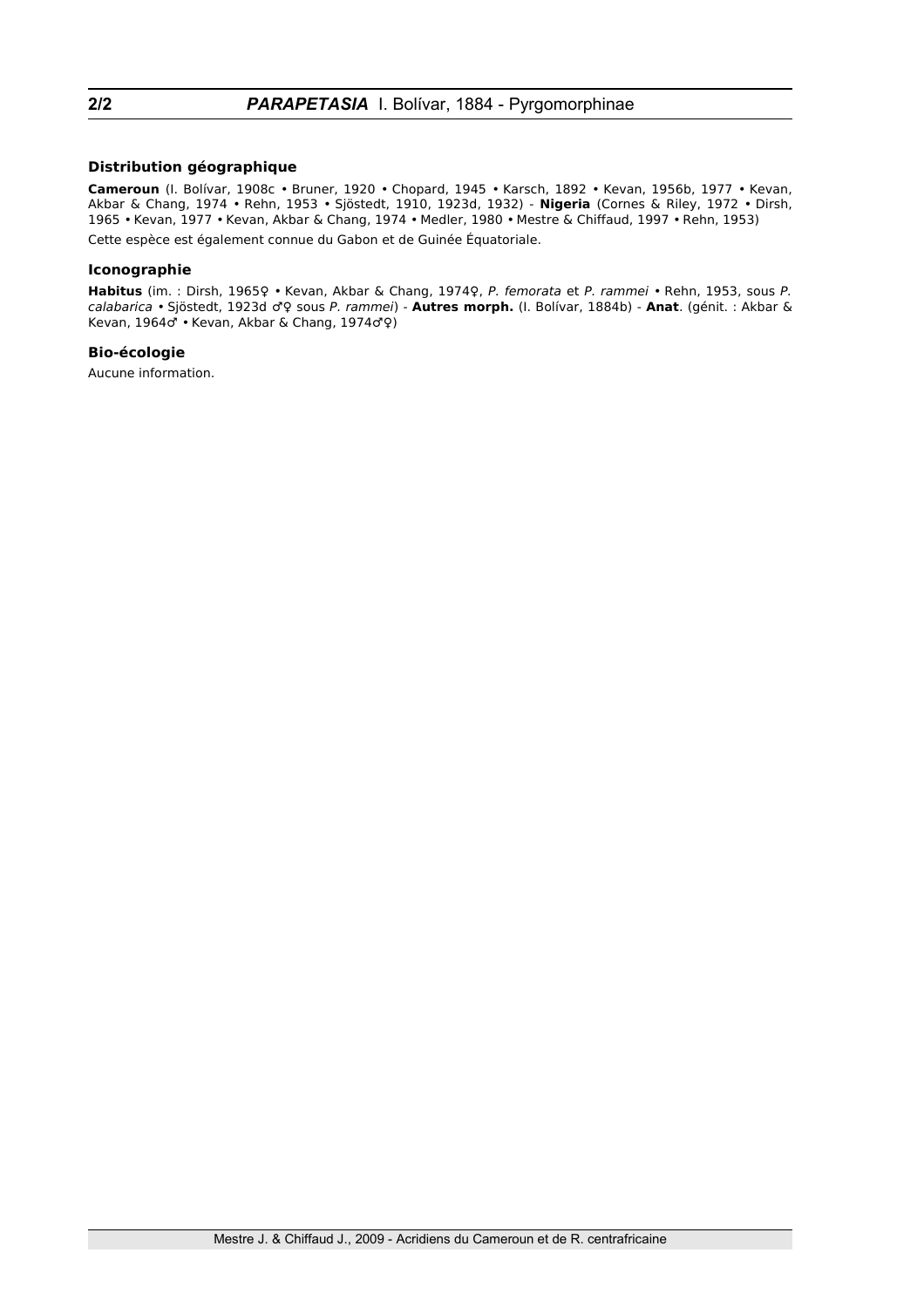### Distribution géographique

**Cameroun** (I. Bolívar, 1908c • Bruner, 1920 • Chopard, 1945 • Karsch, 1892 • Kevan, 1956b, 1977 • Kevan, Akbar & Chang, 1974 • Rehn, 1953 • Sjöstedt, 1910, 1923d, 1932) - **Nigeria** (Cornes & Riley, 1972 • Dirsh, 1965 • Kevan, 1977 • Kevan, Akbar & Chang, 1974 • Medler, 1980 • Mestre & Chiffaud, 1997 • Rehn, 1953)

Cette espèce est également connue du Gabon et de Guinée Équatoriale.

### Iconographie

**Habitus** (im. : Dirsh, 1965♀ • Kevan, Akbar & Chang, 1974♀, *P. femorata* et *P. rammei* • Rehn, 1953, sous *P. calabarica* • Sjöstedt, 1923d ♂♀ sous *P. rammei*) - **Autres morph.** (I. Bolívar, 1884b) - **Anat**. (génit. : Akbar & Kevan, 1964♂ • Kevan, Akbar & Chang, 1974♂♀)

### Bio-écologie

Aucune information.